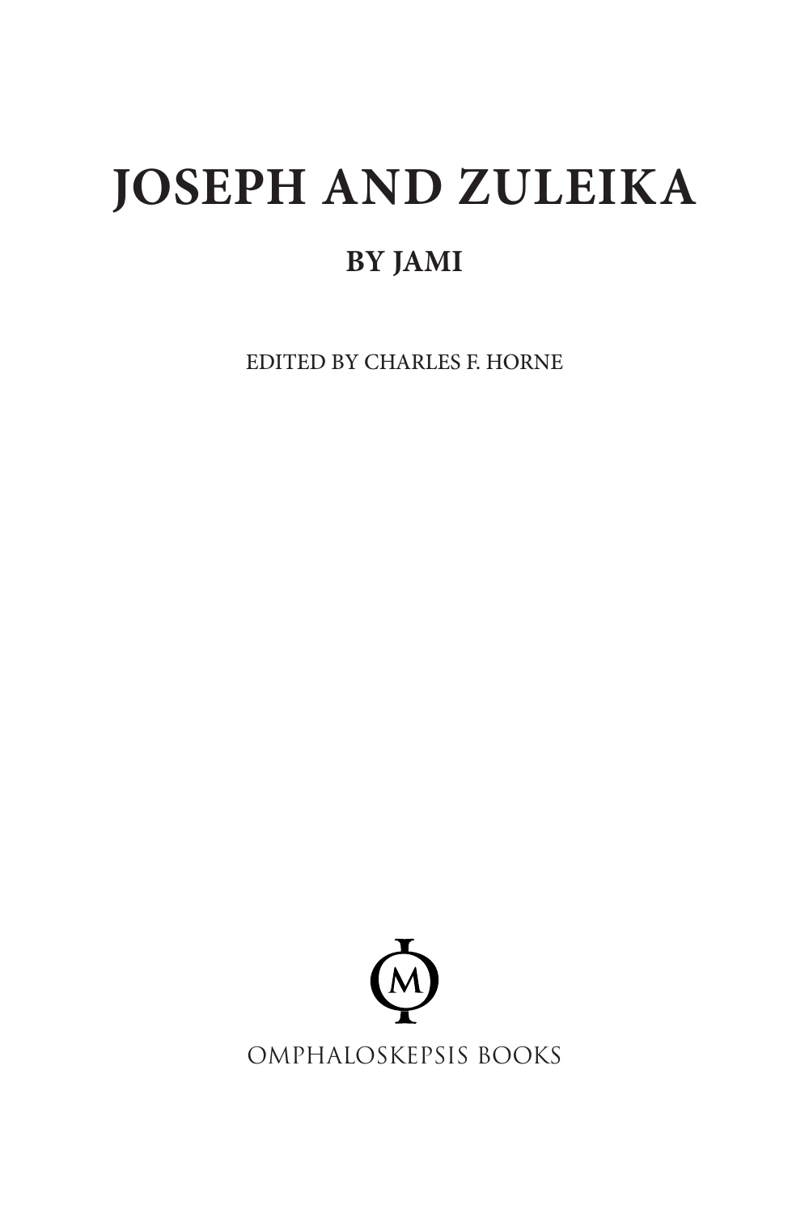# JOSEPH AND ZULEIKA

## BY JAMI

EDITED BY CHARLES F. HORNE

OMPHALOSKEPSIS BOOKS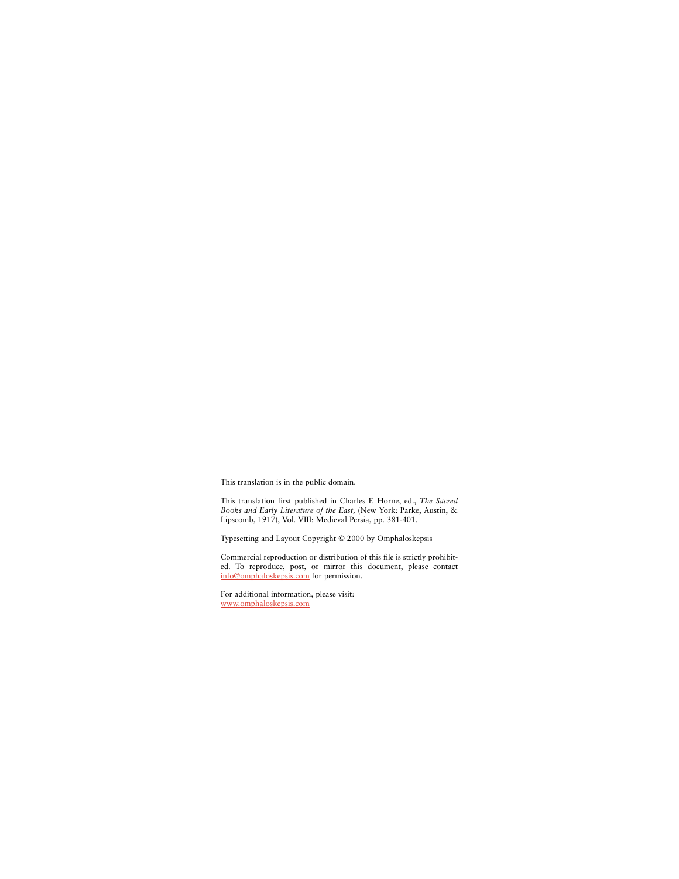This translation is in the public domain.

This translation first published in Charles F. Horne, ed., *The Sacred Books and Early Literature of the East,* (New York: Parke, Austin, & Lipscomb, 1917), Vol. VIII: Medieval Persia, pp. 381-401.

Typesetting and Layout Copyright © 2000 by Omphaloskepsis

Commercial reproduction or distribution of this file is strictly prohibited. To reproduce, post, or mirror this document, please contact info@omphaloskepsis.com for permission.

For additional information, please visit:
www.omphaloskepsis.com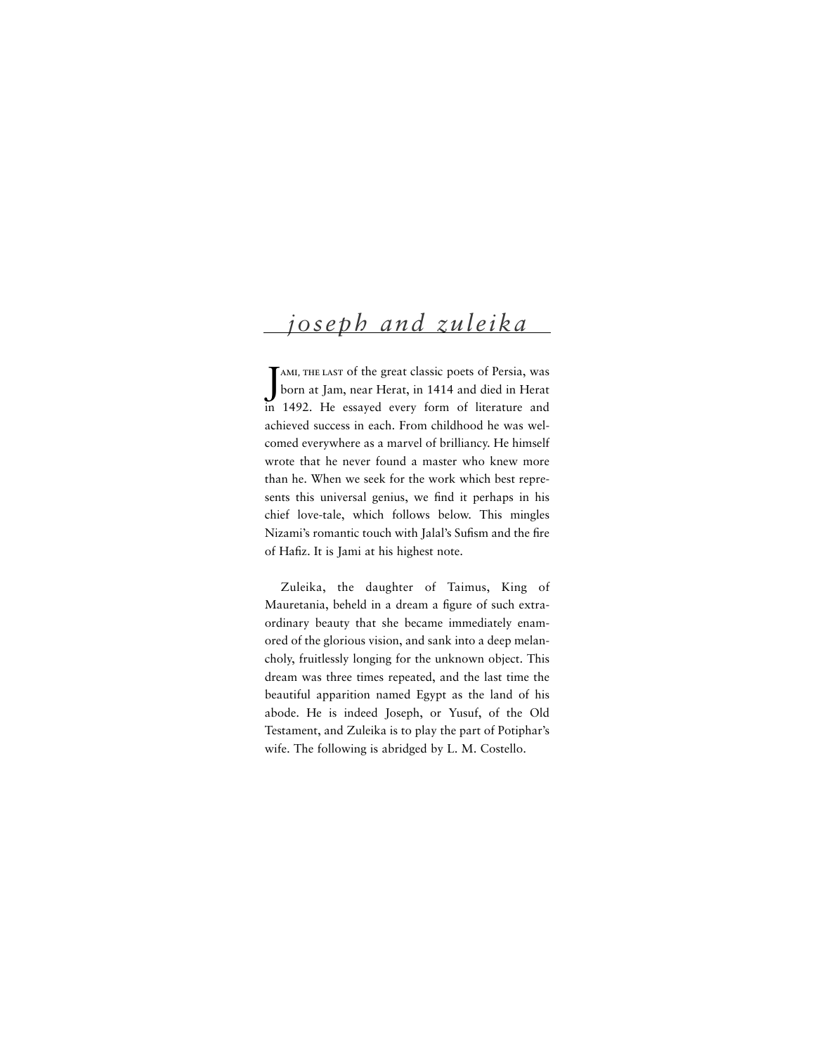## *joseph and zuleika*

Jami, the last of the great classic poets of Persia, was born at Jam, near Herat, in 1414 and died in Herat in 1492. He essayed every form of literature and achieved success in each. From childhood he was welcomed everywhere as a marvel of brilliancy. He himself wrote that he never found a master who knew more than he. When we seek for the work which best represents this universal genius, we find it perhaps in his chief love-tale, which follows below. This mingles Nizami's romantic touch with Jalal's Sufism and the fire of Hafiz. It is Jami at his highest note.

Zuleika, the daughter of Taimus, King of Mauretania, beheld in a dream a figure of such extraordinary beauty that she became immediately enamored of the glorious vision, and sank into a deep melancholy, fruitlessly longing for the unknown object. This dream was three times repeated, and the last time the beautiful apparition named Egypt as the land of his abode. He is indeed Joseph, or Yusuf, of the Old Testament, and Zuleika is to play the part of Potiphar's wife. The following is abridged by L. M. Costello.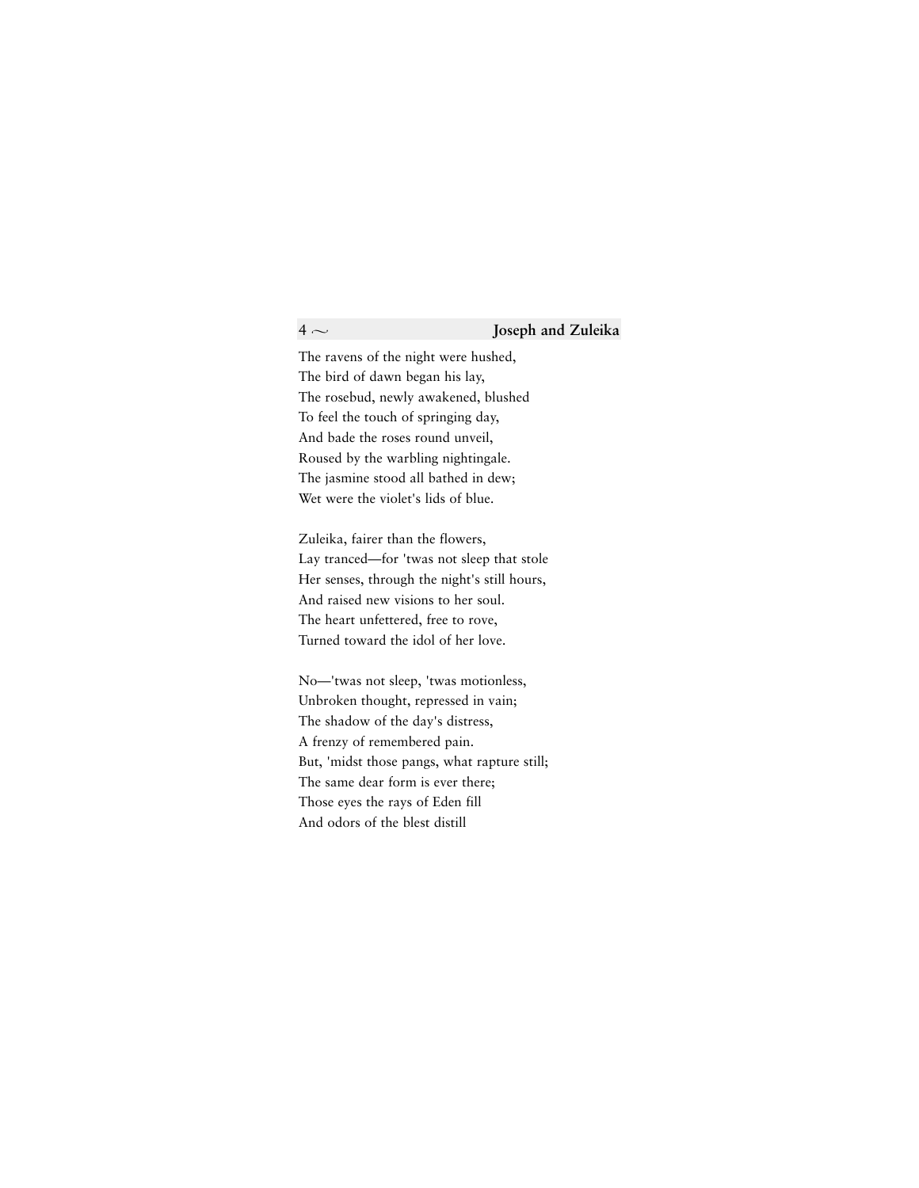The ravens of the night were hushed,
The bird of dawn began his lay,
The rosebud, newly awakened, blushed
To feel the touch of springing day,
And bade the roses round unveil,
Roused by the warbling nightingale.
The jasmine stood all bathed in dew;
Wet were the violet's lids of blue.

Zuleika, fairer than the flowers,
Lay tranced—for 'twas not sleep that stole
Her senses, through the night's still hours,
And raised new visions to her soul.
The heart unfettered, free to rove,
Turned toward the idol of her love.

No—'twas not sleep, 'twas motionless,
Unbroken thought, repressed in vain;
The shadow of the day's distress,
A frenzy of remembered pain.
But, 'midst those pangs, what rapture still;
The same dear form is ever there;
Those eyes the rays of Eden fill
And odors of the blest distill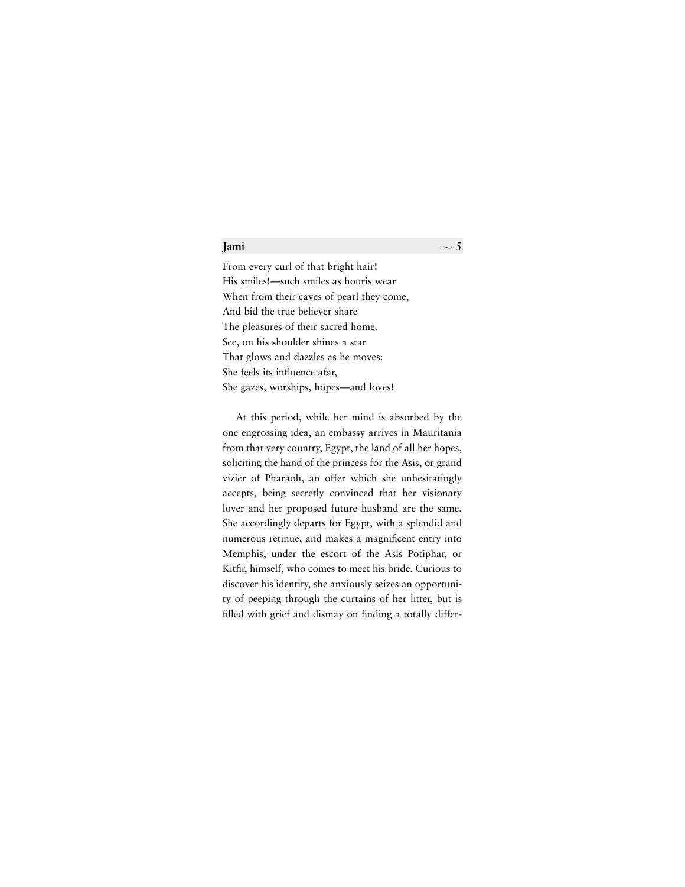From every curl of that bright hair!
His smiles!—such smiles as houris wear
When from their caves of pearl they come,
And bid the true believer share
The pleasures of their sacred home.
See, on his shoulder shines a star
That glows and dazzles as he moves:
She feels its influence afar,
She gazes, worships, hopes—and loves!

At this period, while her mind is absorbed by the one engrossing idea, an embassy arrives in Mauritania from that very country, Egypt, the land of all her hopes, soliciting the hand of the princess for the Asis, or grand vizier of Pharaoh, an offer which she unhesitatingly accepts, being secretly convinced that her visionary lover and her proposed future husband are the same. She accordingly departs for Egypt, with a splendid and numerous retinue, and makes a magnificent entry into Memphis, under the escort of the Asis Potiphar, or Kitfir, himself, who comes to meet his bride. Curious to discover his identity, she anxiously seizes an opportunity of peeping through the curtains of her litter, but is filled with grief and dismay on finding a totally differ-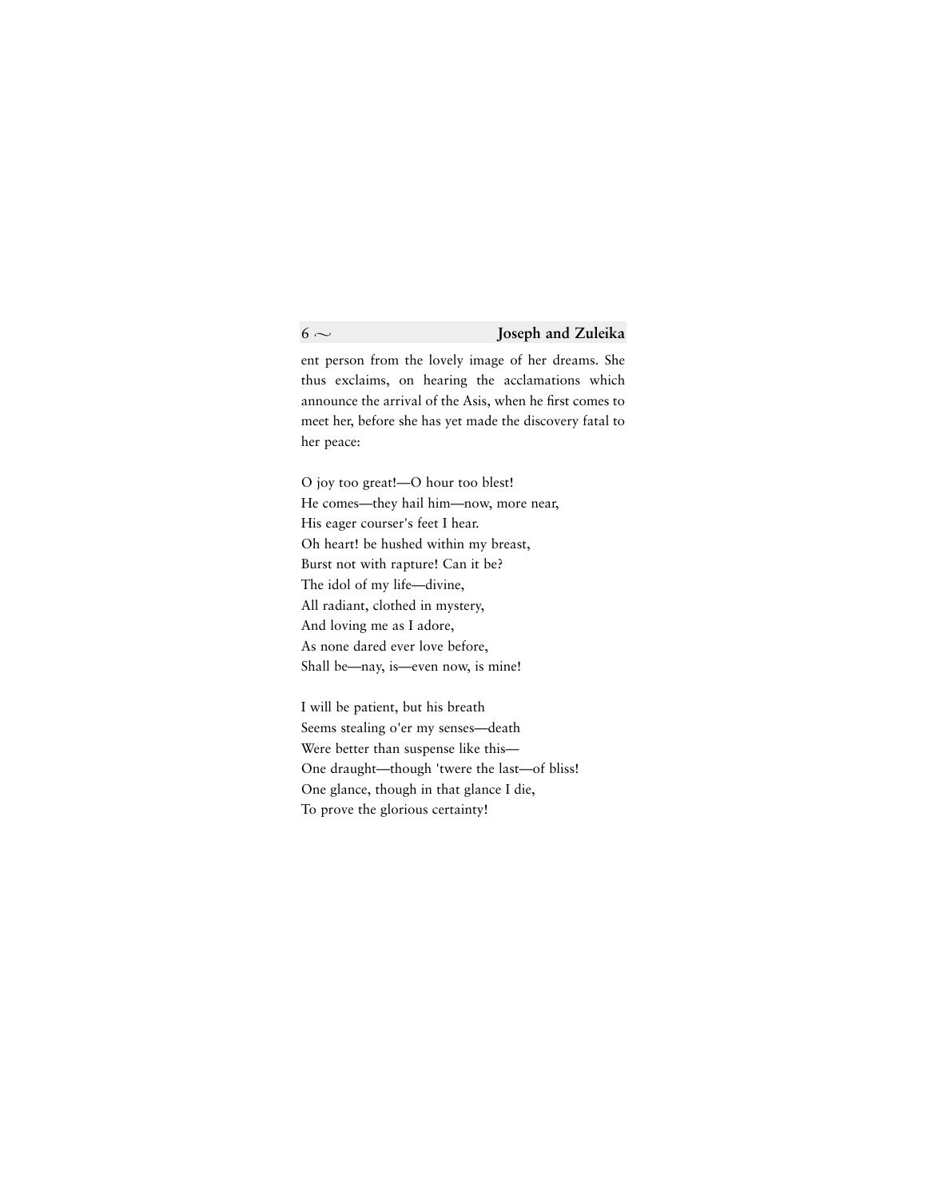ent person from the lovely image of her dreams. She thus exclaims, on hearing the acclamations which announce the arrival of the Asis, when he first comes to meet her, before she has yet made the discovery fatal to her peace:

O joy too great!—O hour too blest!  
He comes—they hail him—now, more near,  
His eager courser's feet I hear.  
Oh heart! be hushed within my breast,  
Burst not with rapture! Can it be?  
The idol of my life—divine,  
All radiant, clothed in mystery,  
And loving me as I adore,  
As none dared ever love before,  
Shall be—nay, is—even now, is mine!

I will be patient, but his breath  
Seems stealing o'er my senses—death  
Were better than suspense like this—  
One draught—though 'twere the last—of bliss!  
One glance, though in that glance I die,  
To prove the glorious certainty!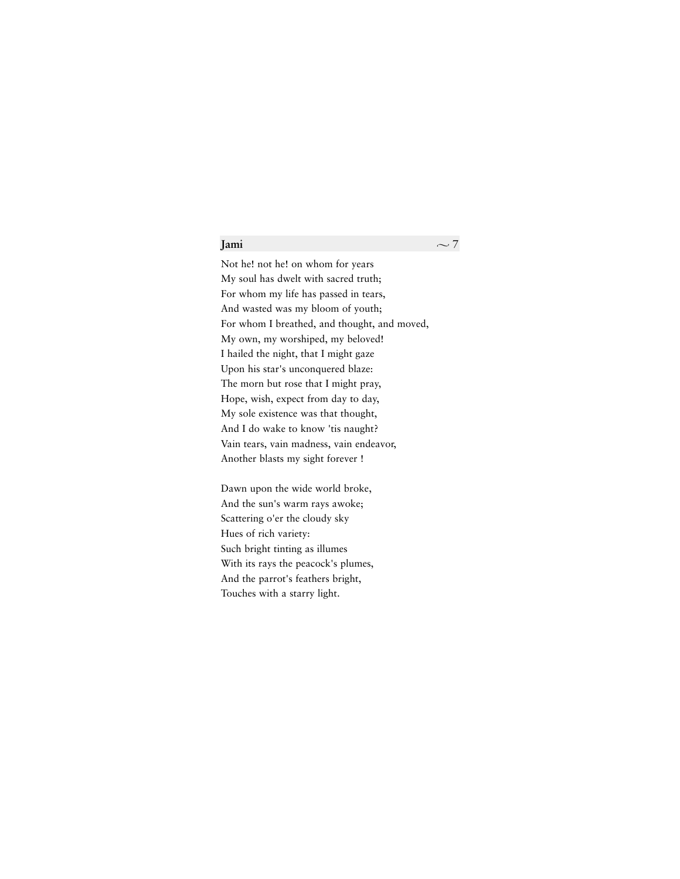Not he! not he! on whom for years  
My soul has dwelt with sacred truth;  
For whom my life has passed in tears,  
And wasted was my bloom of youth;  
For whom I breathed, and thought, and moved,  
My own, my worshiped, my beloved!  
I hailed the night, that I might gaze  
Upon his star's unconquered blaze:  
The morn but rose that I might pray,  
Hope, wish, expect from day to day,  
My sole existence was that thought,  
And I do wake to know 'tis naught?  
Vain tears, vain madness, vain endeavor,  
Another blasts my sight forever !

Dawn upon the wide world broke,  
And the sun's warm rays awoke;  
Scattering o'er the cloudy sky  
Hues of rich variety:  
Such bright tinting as illumes  
With its rays the peacock's plumes,  
And the parrot's feathers bright,  
Touches with a starry light.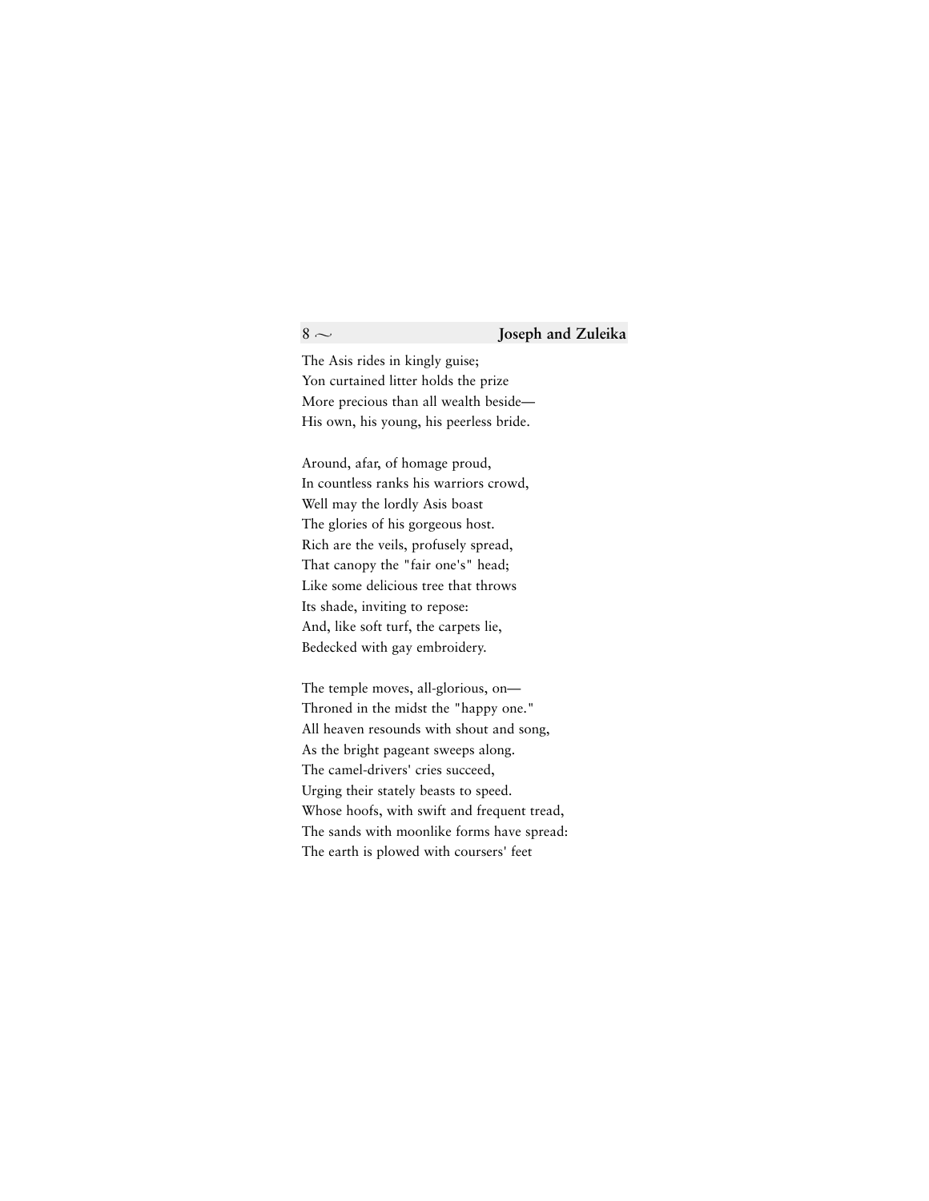The Asis rides in kingly guise;
Yon curtained litter holds the prize
More precious than all wealth beside—
His own, his young, his peerless bride.

Around, afar, of homage proud,
In countless ranks his warriors crowd,
Well may the lordly Asis boast
The glories of his gorgeous host.
Rich are the veils, profusely spread,
That canopy the "fair one's" head;
Like some delicious tree that throws
Its shade, inviting to repose:
And, like soft turf, the carpets lie,
Bedecked with gay embroidery.

The temple moves, all-glorious, on—
Throned in the midst the "happy one."
All heaven resounds with shout and song,
As the bright pageant sweeps along.
The camel-drivers' cries succeed,
Urging their stately beasts to speed.
Whose hoofs, with swift and frequent tread,
The sands with moonlike forms have spread:
The earth is plowed with coursers' feet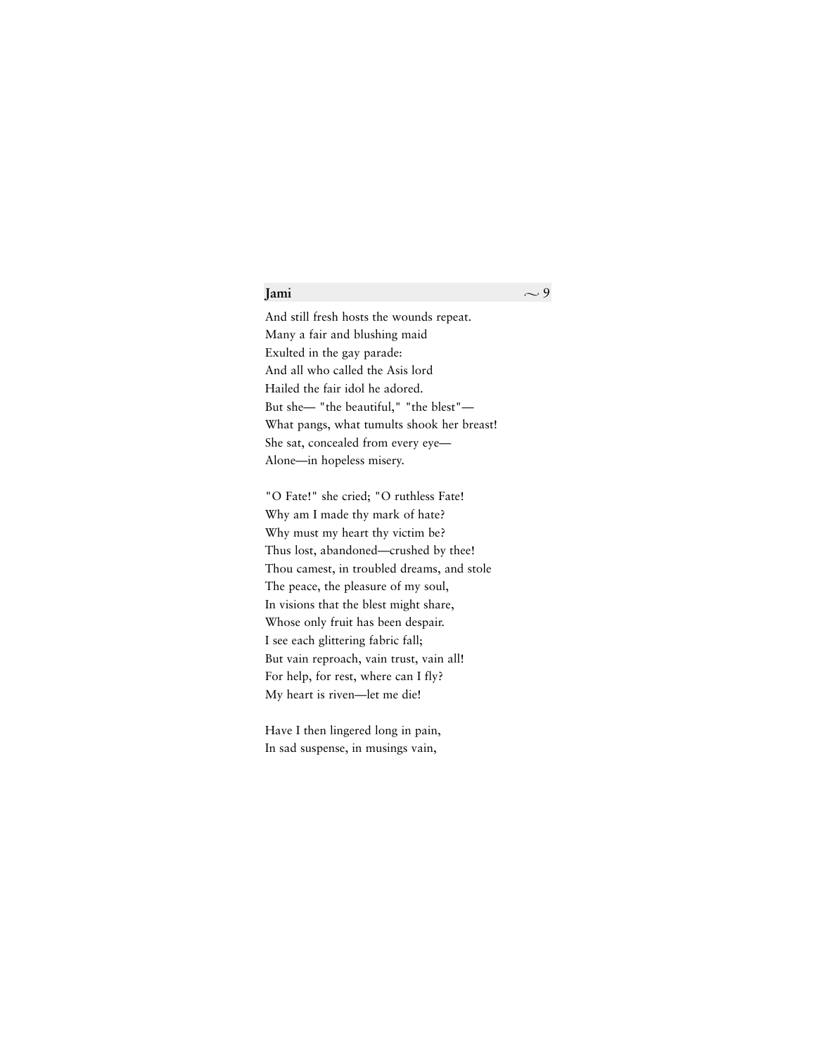And still fresh hosts the wounds repeat.
Many a fair and blushing maid
Exulted in the gay parade:
And all who called the Asis lord
Hailed the fair idol he adored.
But she— "the beautiful," "the blest"—
What pangs, what tumults shook her breast!
She sat, concealed from every eye—
Alone—in hopeless misery.

"O Fate!" she cried; "O ruthless Fate!
Why am I made thy mark of hate?
Why must my heart thy victim be?
Thus lost, abandoned—crushed by thee!
Thou camest, in troubled dreams, and stole
The peace, the pleasure of my soul,
In visions that the blest might share,
Whose only fruit has been despair.
I see each glittering fabric fall;
But vain reproach, vain trust, vain all!
For help, for rest, where can I fly?
My heart is riven—let me die!

Have I then lingered long in pain,
In sad suspense, in musings vain,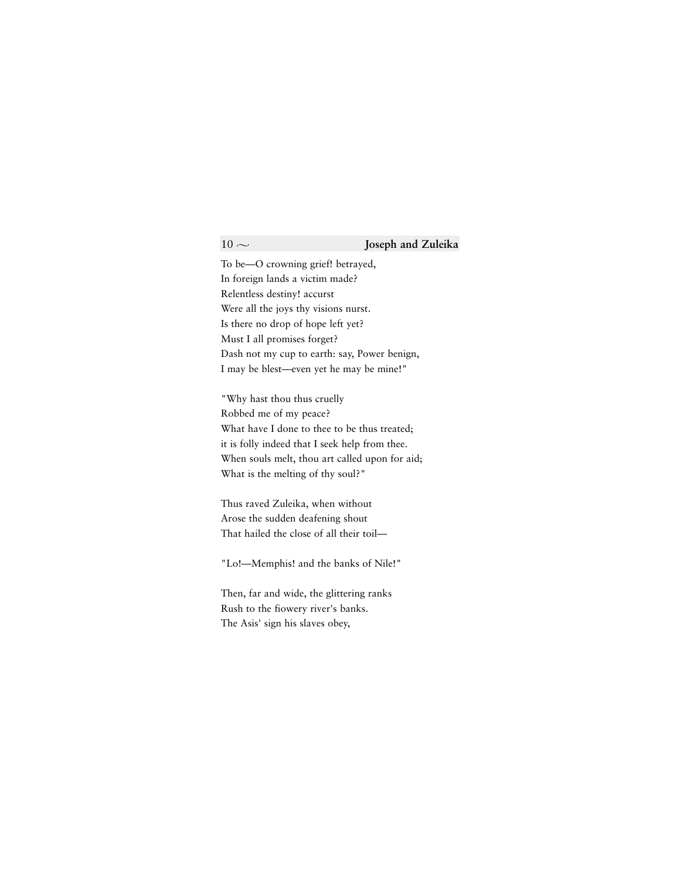To be—O crowning grief! betrayed,  
In foreign lands a victim made?  
Relentless destiny! accurst  
Were all the joys thy visions nurst.  
Is there no drop of hope left yet?  
Must I all promises forget?  
Dash not my cup to earth: say, Power benign,  
I may be blest—even yet he may be mine!"

"Why hast thou thus cruelly  
Robbed me of my peace?  
What have I done to thee to be thus treated;  
it is folly indeed that I seek help from thee.  
When souls melt, thou art called upon for aid;  
What is the melting of thy soul?"

Thus raved Zuleika, when without  
Arose the sudden deafening shout  
That hailed the close of all their toil—

"Lo!—Memphis! and the banks of Nile!"

Then, far and wide, the glittering ranks  
Rush to the fiowery river's banks.  
The Asis' sign his slaves obey,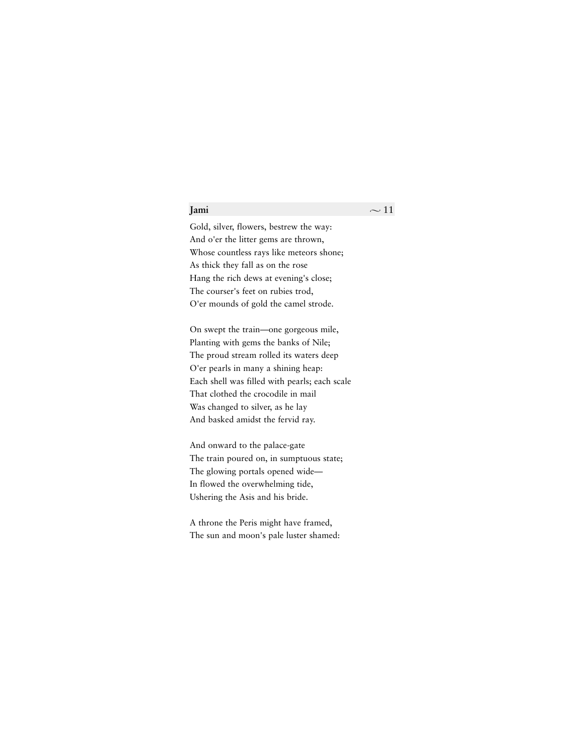Gold, silver, flowers, bestrew the way:
And o'er the litter gems are thrown,
Whose countless rays like meteors shone;
As thick they fall as on the rose
Hang the rich dews at evening's close;
The courser's feet on rubies trod,
O'er mounds of gold the camel strode.

On swept the train—one gorgeous mile,
Planting with gems the banks of Nile;
The proud stream rolled its waters deep
O'er pearls in many a shining heap:
Each shell was filled with pearls; each scale
That clothed the crocodile in mail
Was changed to silver, as he lay
And basked amidst the fervid ray.

And onward to the palace-gate
The train poured on, in sumptuous state;
The glowing portals opened wide—
In flowed the overwhelming tide,
Ushering the Asis and his bride.

A throne the Peris might have framed,
The sun and moon's pale luster shamed: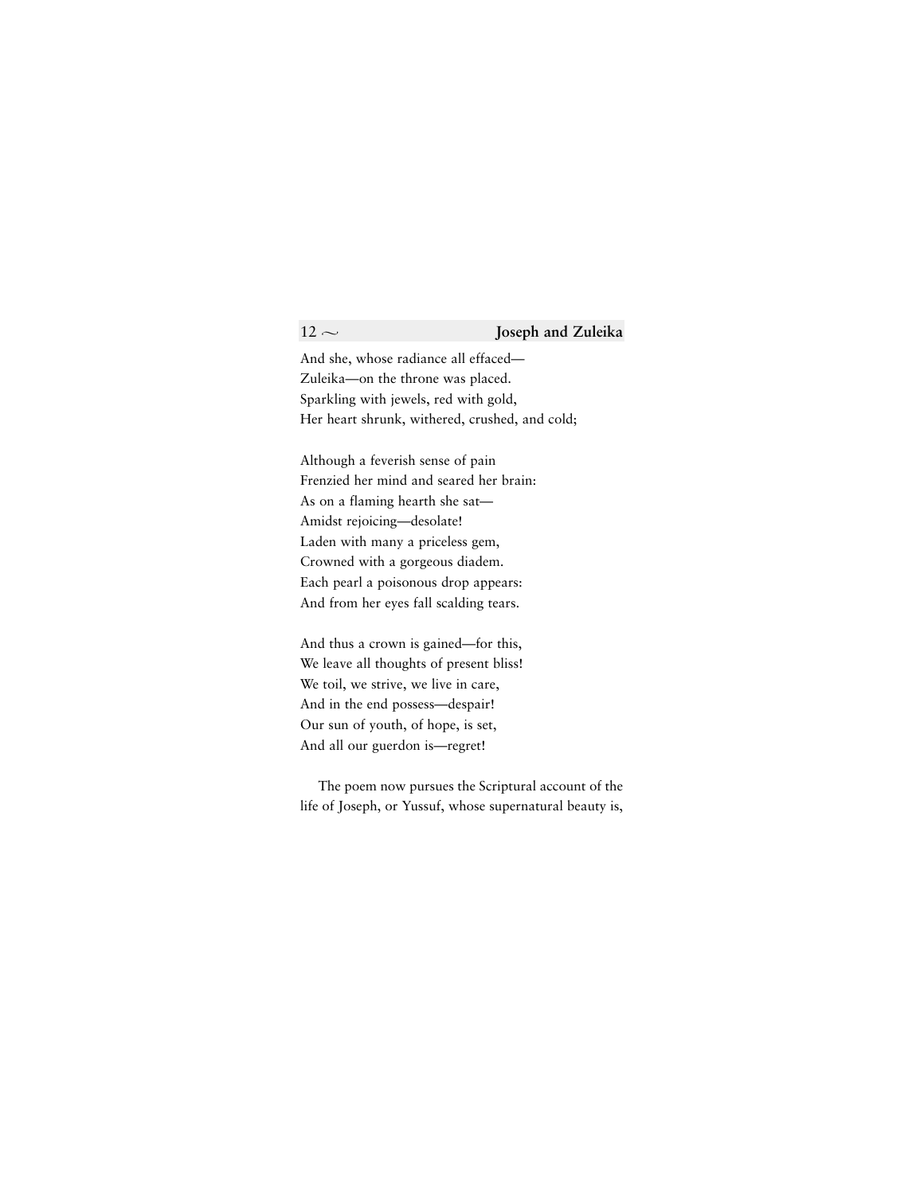And she, whose radiance all effaced—  
Zuleika—on the throne was placed.  
Sparkling with jewels, red with gold,  
Her heart shrunk, withered, crushed, and cold;

Although a feverish sense of pain  
Frenzied her mind and seared her brain:  
As on a flaming hearth she sat—  
Amidst rejoicing—desolate!  
Laden with many a priceless gem,  
Crowned with a gorgeous diadem.  
Each pearl a poisonous drop appears:  
And from her eyes fall scalding tears.

And thus a crown is gained—for this,  
We leave all thoughts of present bliss!  
We toil, we strive, we live in care,  
And in the end possess—despair!  
Our sun of youth, of hope, is set,  
And all our guerdon is—regret!

The poem now pursues the Scriptural account of the life of Joseph, or Yussuf, whose supernatural beauty is,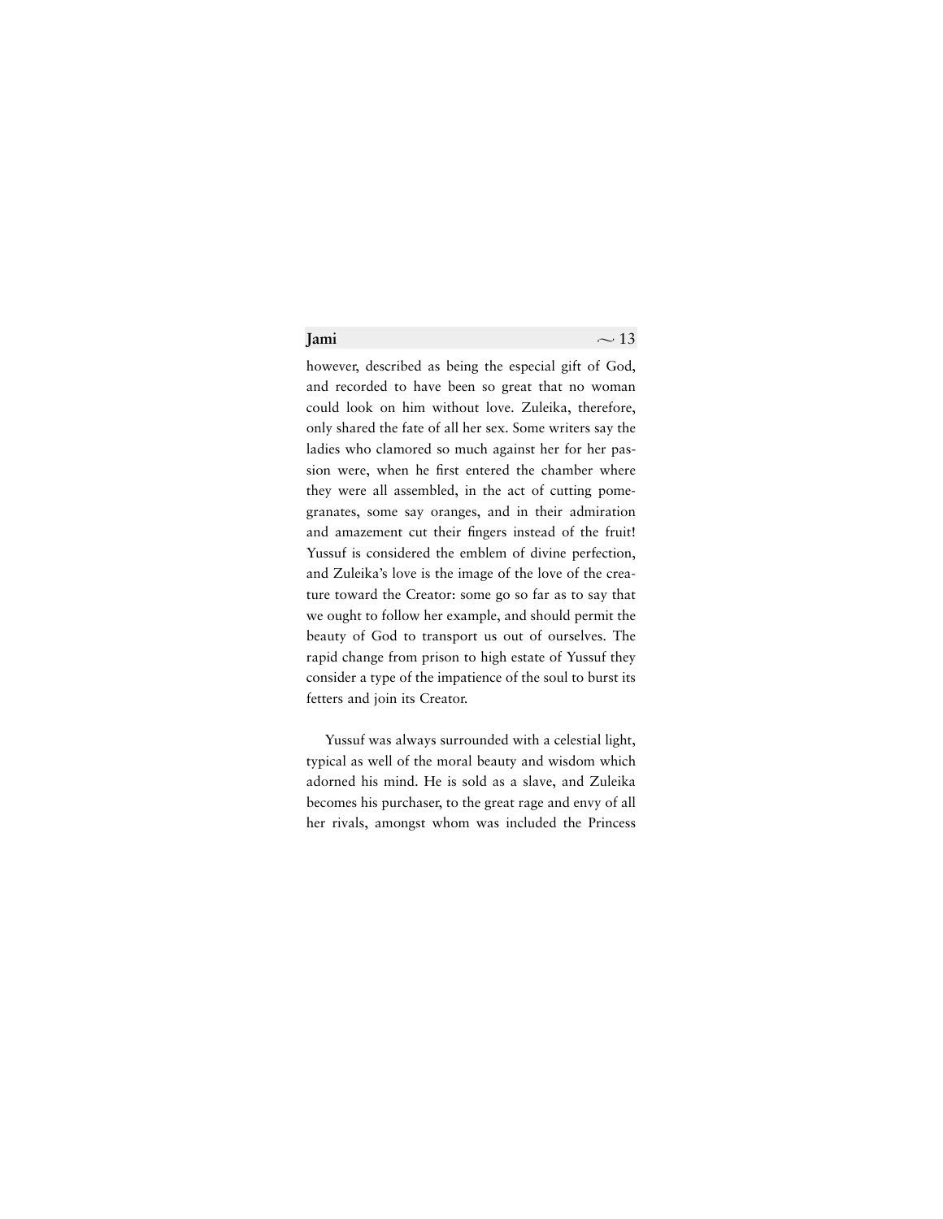however, described as being the especial gift of God, and recorded to have been so great that no woman could look on him without love. Zuleika, therefore, only shared the fate of all her sex. Some writers say the ladies who clamored so much against her for her passion were, when he first entered the chamber where they were all assembled, in the act of cutting pomegranates, some say oranges, and in their admiration and amazement cut their fingers instead of the fruit! Yussuf is considered the emblem of divine perfection, and Zuleika's love is the image of the love of the creature toward the Creator: some go so far as to say that we ought to follow her example, and should permit the beauty of God to transport us out of ourselves. The rapid change from prison to high estate of Yussuf they consider a type of the impatience of the soul to burst its fetters and join its Creator.

Yussuf was always surrounded with a celestial light, typical as well of the moral beauty and wisdom which adorned his mind. He is sold as a slave, and Zuleika becomes his purchaser, to the great rage and envy of all her rivals, amongst whom was included the Princess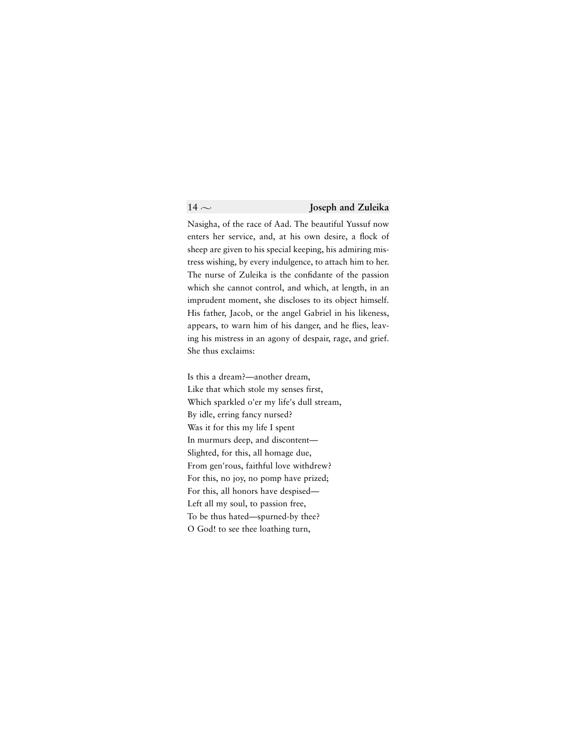Nasigha, of the race of Aad. The beautiful Yussuf now enters her service, and, at his own desire, a flock of sheep are given to his special keeping, his admiring mistress wishing, by every indulgence, to attach him to her. The nurse of Zuleika is the confidante of the passion which she cannot control, and which, at length, in an imprudent moment, she discloses to its object himself. His father, Jacob, or the angel Gabriel in his likeness, appears, to warn him of his danger, and he flies, leaving his mistress in an agony of despair, rage, and grief. She thus exclaims:

Is this a dream?—another dream,  
Like that which stole my senses first,  
Which sparkled o'er my life's dull stream,  
By idle, erring fancy nursed?  
Was it for this my life I spent  
In murmurs deep, and discontent—  
Slighted, for this, all homage due,  
From gen'rous, faithful love withdrew?  
For this, no joy, no pomp have prized;  
For this, all honors have despised—  
Left all my soul, to passion free,  
To be thus hated—spurned-by thee?  
O God! to see thee loathing turn,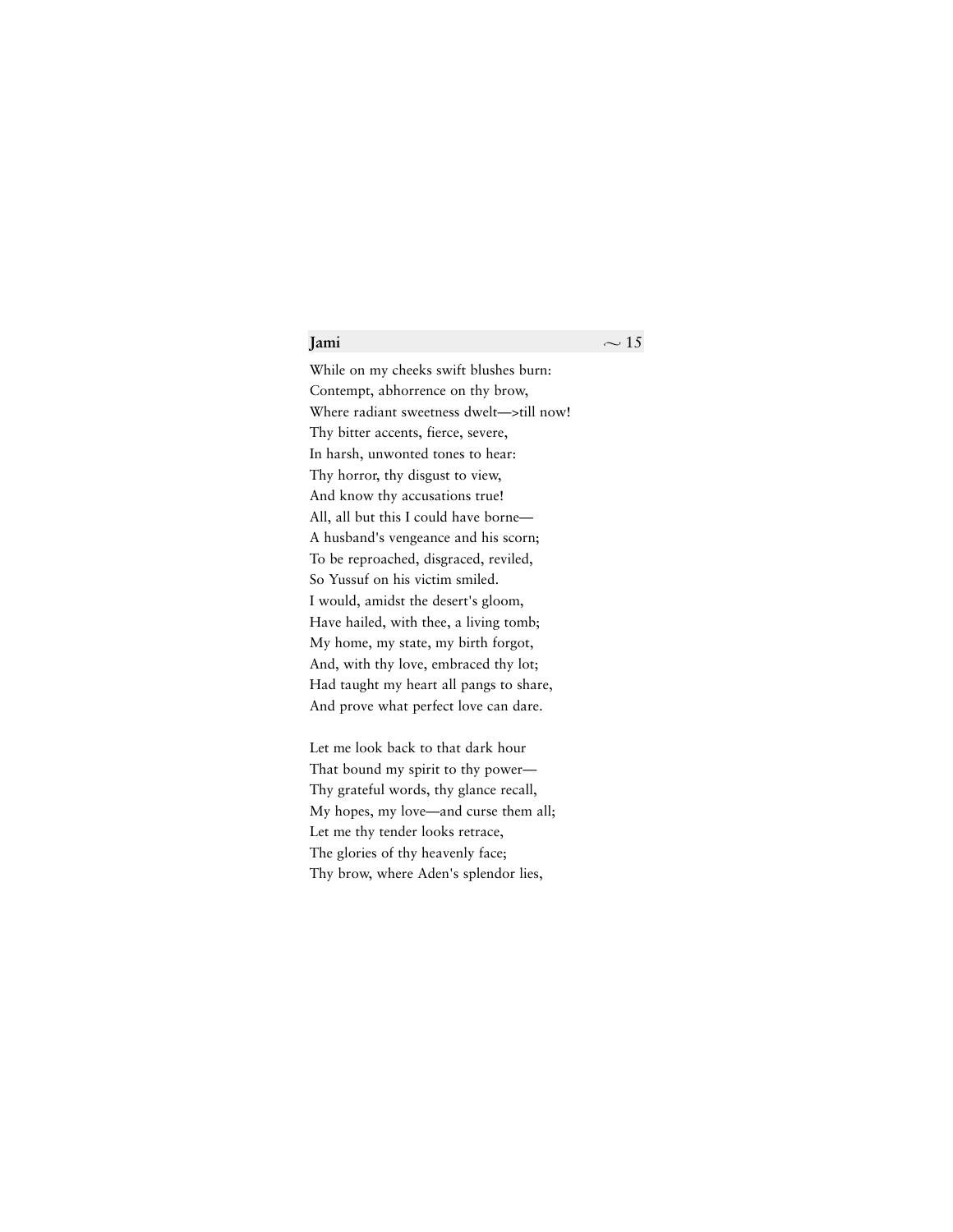While on my cheeks swift blushes burn:
Contempt, abhorrence on thy brow,
Where radiant sweetness dwelt—>till now!
Thy bitter accents, fierce, severe,
In harsh, unwonted tones to hear:
Thy horror, thy disgust to view,
And know thy accusations true!
All, all but this I could have borne—
A husband's vengeance and his scorn;
To be reproached, disgraced, reviled,
So Yussuf on his victim smiled.
I would, amidst the desert's gloom,
Have hailed, with thee, a living tomb;
My home, my state, my birth forgot,
And, with thy love, embraced thy lot;
Had taught my heart all pangs to share,
And prove what perfect love can dare.

Let me look back to that dark hour
That bound my spirit to thy power—
Thy grateful words, thy glance recall,
My hopes, my love—and curse them all;
Let me thy tender looks retrace,
The glories of thy heavenly face;
Thy brow, where Aden's splendor lies,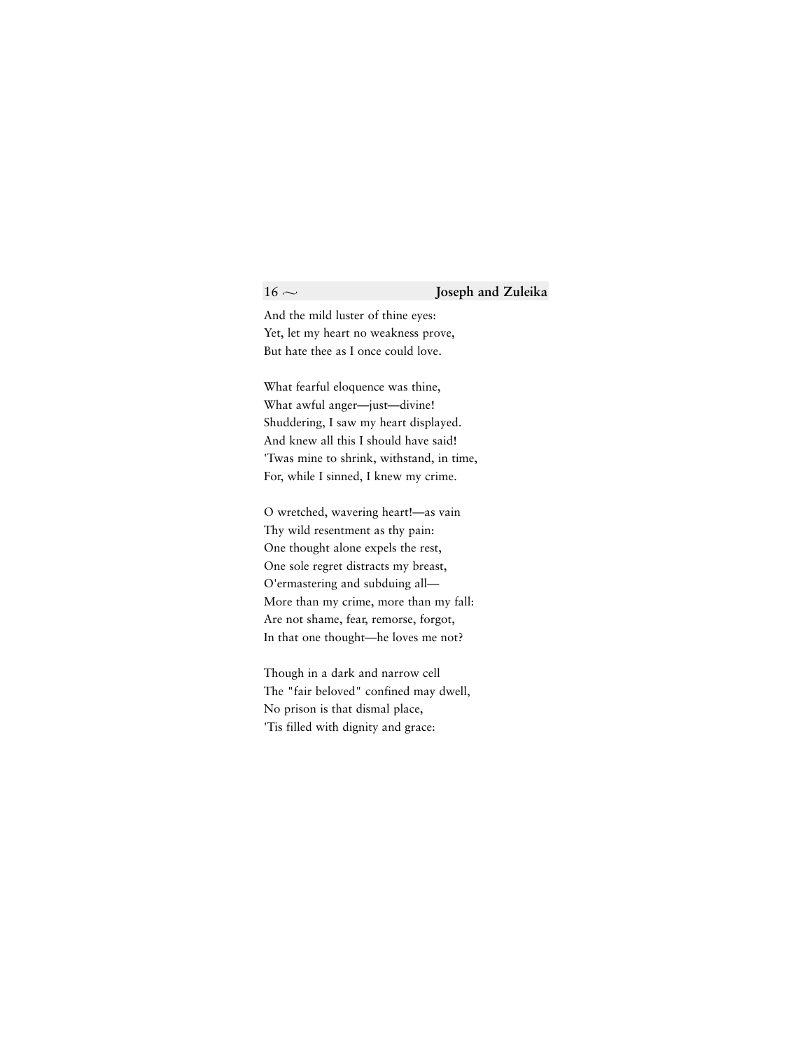And the mild luster of thine eyes:
Yet, let my heart no weakness prove,
But hate thee as I once could love.

What fearful eloquence was thine,
What awful anger—just—divine!
Shuddering, I saw my heart displayed.
And knew all this I should have said!
'Twas mine to shrink, withstand, in time,
For, while I sinned, I knew my crime.

O wretched, wavering heart!—as vain
Thy wild resentment as thy pain:
One thought alone expels the rest,
One sole regret distracts my breast,
O'ermastering and subduing all—
More than my crime, more than my fall:
Are not shame, fear, remorse, forgot,
In that one thought—he loves me not?

Though in a dark and narrow cell
The "fair beloved" confined may dwell,
No prison is that dismal place,
'Tis filled with dignity and grace: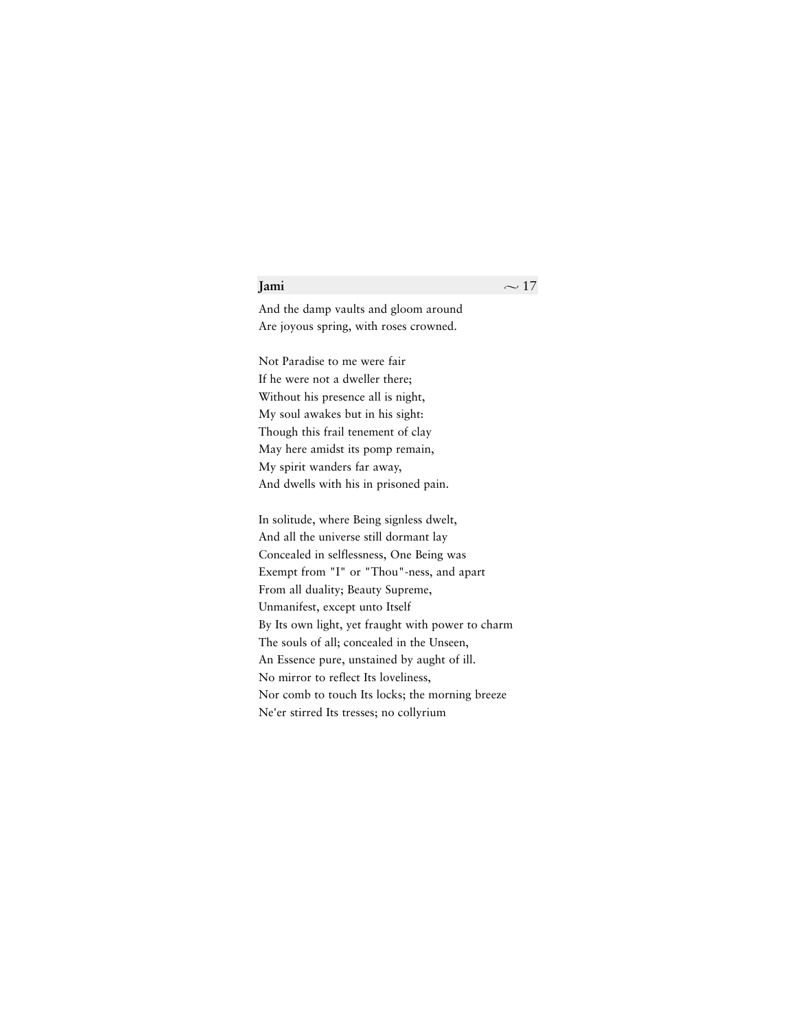And the damp vaults and gloom around
Are joyous spring, with roses crowned.

Not Paradise to me were fair
If he were not a dweller there;
Without his presence all is night,
My soul awakes but in his sight:
Though this frail tenement of clay
May here amidst its pomp remain,
My spirit wanders far away,
And dwells with his in prisoned pain.

In solitude, where Being signless dwelt,
And all the universe still dormant lay
Concealed in selflessness, One Being was
Exempt from "I" or "Thou"-ness, and apart
From all duality; Beauty Supreme,
Unmanifest, except unto Itself
By Its own light, yet fraught with power to charm
The souls of all; concealed in the Unseen,
An Essence pure, unstained by aught of ill.
No mirror to reflect Its loveliness,
Nor comb to touch Its locks; the morning breeze
Ne'er stirred Its tresses; no collyrium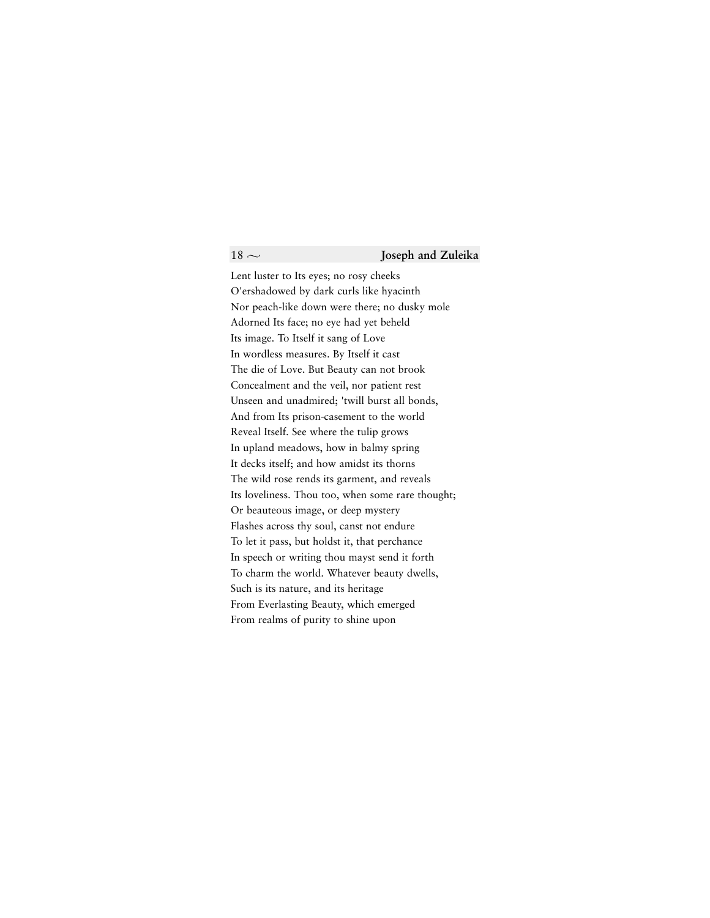Lent luster to Its eyes; no rosy cheeks
O'ershadowed by dark curls like hyacinth
Nor peach-like down were there; no dusky mole
Adorned Its face; no eye had yet beheld
Its image. To Itself it sang of Love
In wordless measures. By Itself it cast
The die of Love. But Beauty can not brook
Concealment and the veil, nor patient rest
Unseen and unadmired; 'twill burst all bonds,
And from Its prison-casement to the world
Reveal Itself. See where the tulip grows
In upland meadows, how in balmy spring
It decks itself; and how amidst its thorns
The wild rose rends its garment, and reveals
Its loveliness. Thou too, when some rare thought;
Or beauteous image, or deep mystery
Flashes across thy soul, canst not endure
To let it pass, but holdst it, that perchance
In speech or writing thou mayst send it forth
To charm the world. Whatever beauty dwells,
Such is its nature, and its heritage
From Everlasting Beauty, which emerged
From realms of purity to shine upon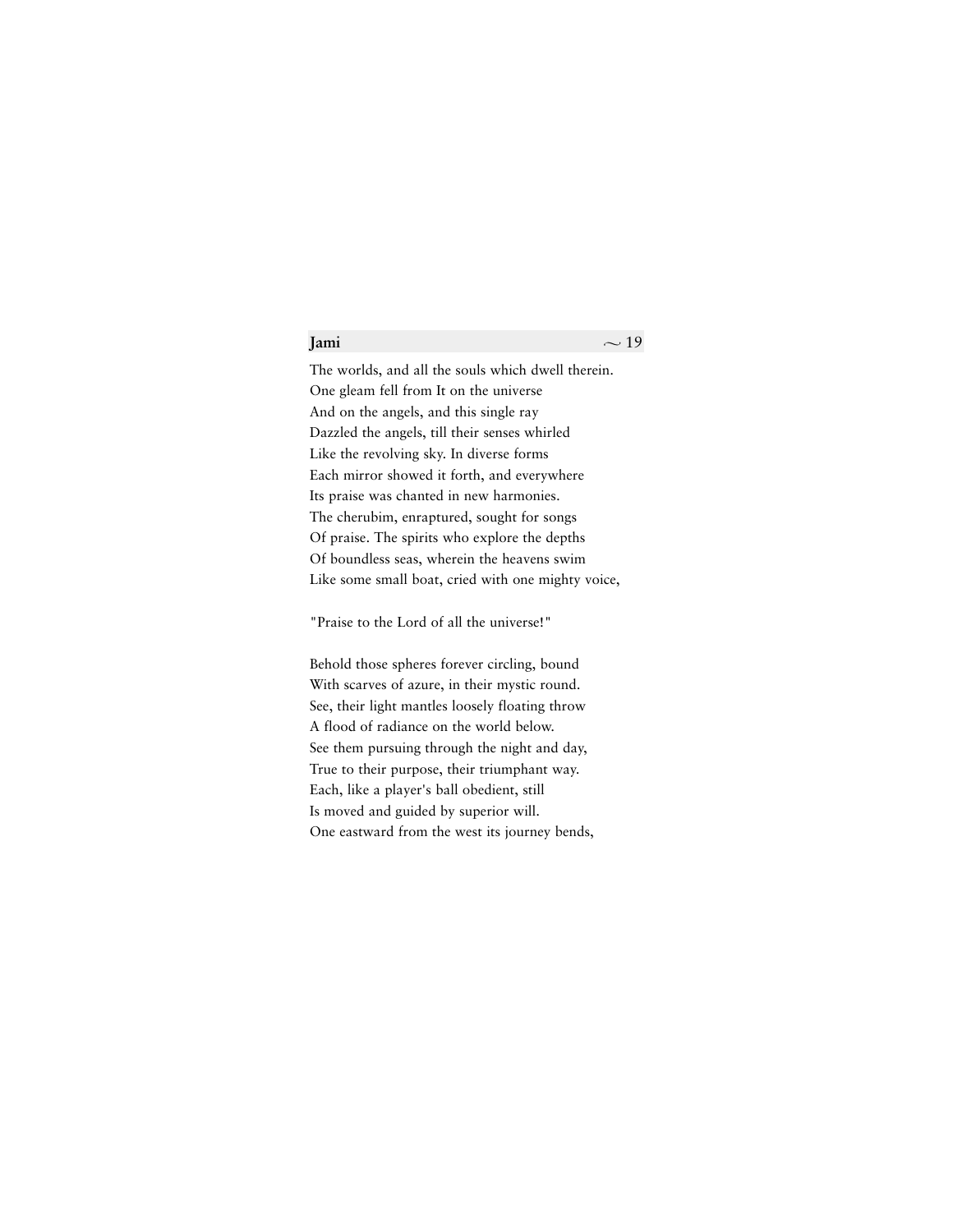The worlds, and all the souls which dwell therein.
One gleam fell from It on the universe
And on the angels, and this single ray
Dazzled the angels, till their senses whirled
Like the revolving sky. In diverse forms
Each mirror showed it forth, and everywhere
Its praise was chanted in new harmonies.
The cherubim, enraptured, sought for songs
Of praise. The spirits who explore the depths
Of boundless seas, wherein the heavens swim
Like some small boat, cried with one mighty voice,

"Praise to the Lord of all the universe!"

Behold those spheres forever circling, bound
With scarves of azure, in their mystic round.
See, their light mantles loosely floating throw
A flood of radiance on the world below.
See them pursuing through the night and day,
True to their purpose, their triumphant way.
Each, like a player's ball obedient, still
Is moved and guided by superior will.
One eastward from the west its journey bends,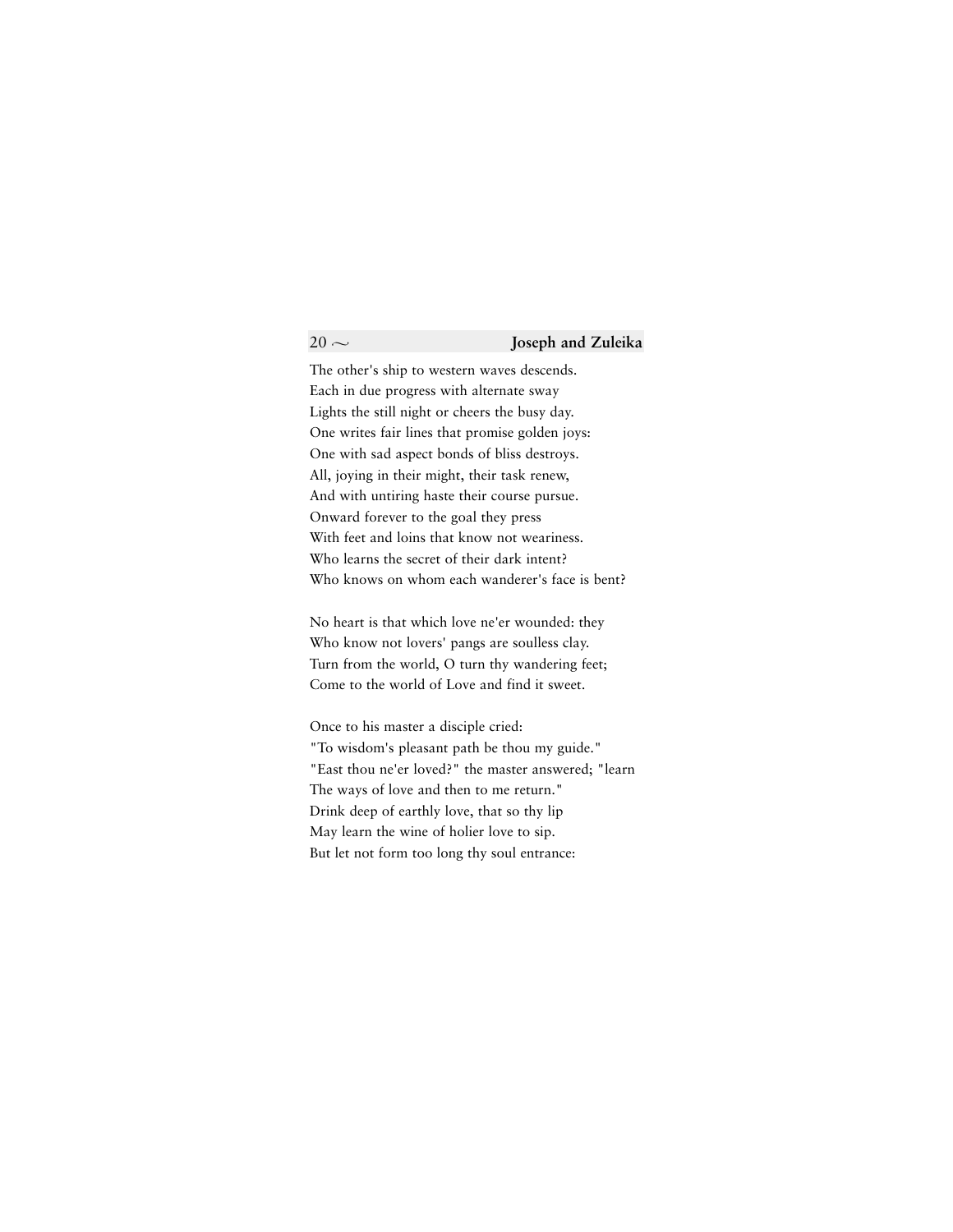The other's ship to western waves descends.
Each in due progress with alternate sway
Lights the still night or cheers the busy day.
One writes fair lines that promise golden joys:
One with sad aspect bonds of bliss destroys.
All, joying in their might, their task renew,
And with untiring haste their course pursue.
Onward forever to the goal they press
With feet and loins that know not weariness.
Who learns the secret of their dark intent?
Who knows on whom each wanderer's face is bent?

No heart is that which love ne'er wounded: they
Who know not lovers' pangs are soulless clay.
Turn from the world, O turn thy wandering feet;
Come to the world of Love and find it sweet.

Once to his master a disciple cried:
"To wisdom's pleasant path be thou my guide."
"East thou ne'er loved?" the master answered; "learn
The ways of love and then to me return."
Drink deep of earthly love, that so thy lip
May learn the wine of holier love to sip.
But let not form too long thy soul entrance: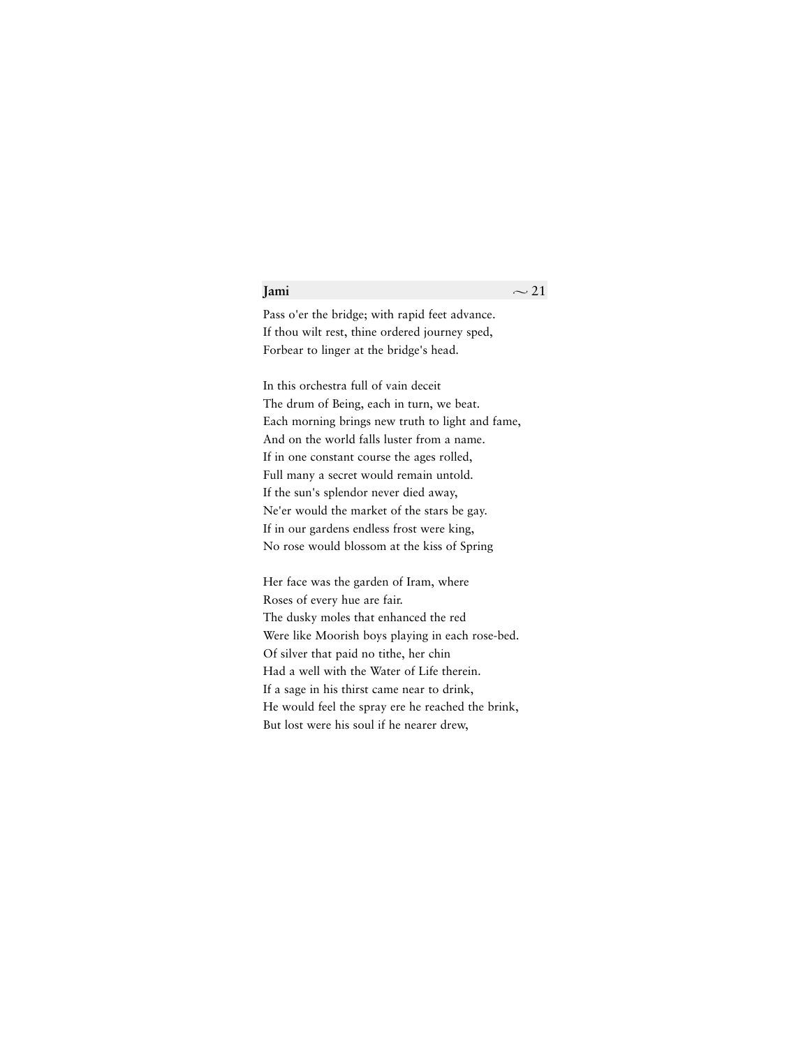Pass o'er the bridge; with rapid feet advance.
If thou wilt rest, thine ordered journey sped,
Forbear to linger at the bridge's head.

In this orchestra full of vain deceit
The drum of Being, each in turn, we beat.
Each morning brings new truth to light and fame,
And on the world falls luster from a name.
If in one constant course the ages rolled,
Full many a secret would remain untold.
If the sun's splendor never died away,
Ne'er would the market of the stars be gay.
If in our gardens endless frost were king,
No rose would blossom at the kiss of Spring

Her face was the garden of Iram, where
Roses of every hue are fair.
The dusky moles that enhanced the red
Were like Moorish boys playing in each rose-bed.
Of silver that paid no tithe, her chin
Had a well with the Water of Life therein.
If a sage in his thirst came near to drink,
He would feel the spray ere he reached the brink,
But lost were his soul if he nearer drew,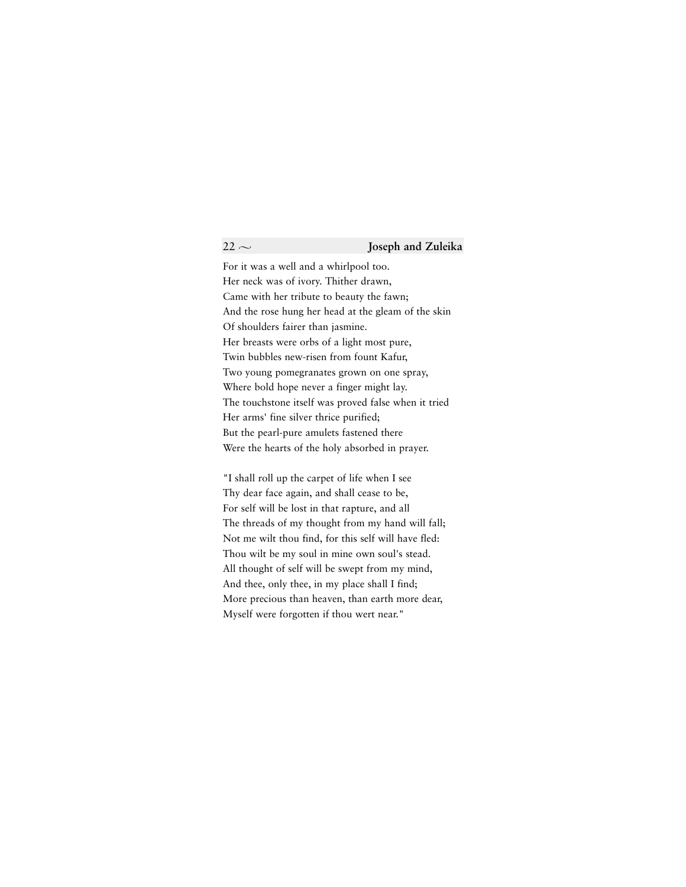For it was a well and a whirlpool too.  
Her neck was of ivory. Thither drawn,  
Came with her tribute to beauty the fawn;  
And the rose hung her head at the gleam of the skin  
Of shoulders fairer than jasmine.  
Her breasts were orbs of a light most pure,  
Twin bubbles new-risen from fount Kafur,  
Two young pomegranates grown on one spray,  
Where bold hope never a finger might lay.  
The touchstone itself was proved false when it tried  
Her arms' fine silver thrice purified;  
But the pearl-pure amulets fastened there  
Were the hearts of the holy absorbed in prayer.

"I shall roll up the carpet of life when I see  
Thy dear face again, and shall cease to be,  
For self will be lost in that rapture, and all  
The threads of my thought from my hand will fall;  
Not me wilt thou find, for this self will have fled:  
Thou wilt be my soul in mine own soul's stead.  
All thought of self will be swept from my mind,  
And thee, only thee, in my place shall I find;  
More precious than heaven, than earth more dear,  
Myself were forgotten if thou wert near."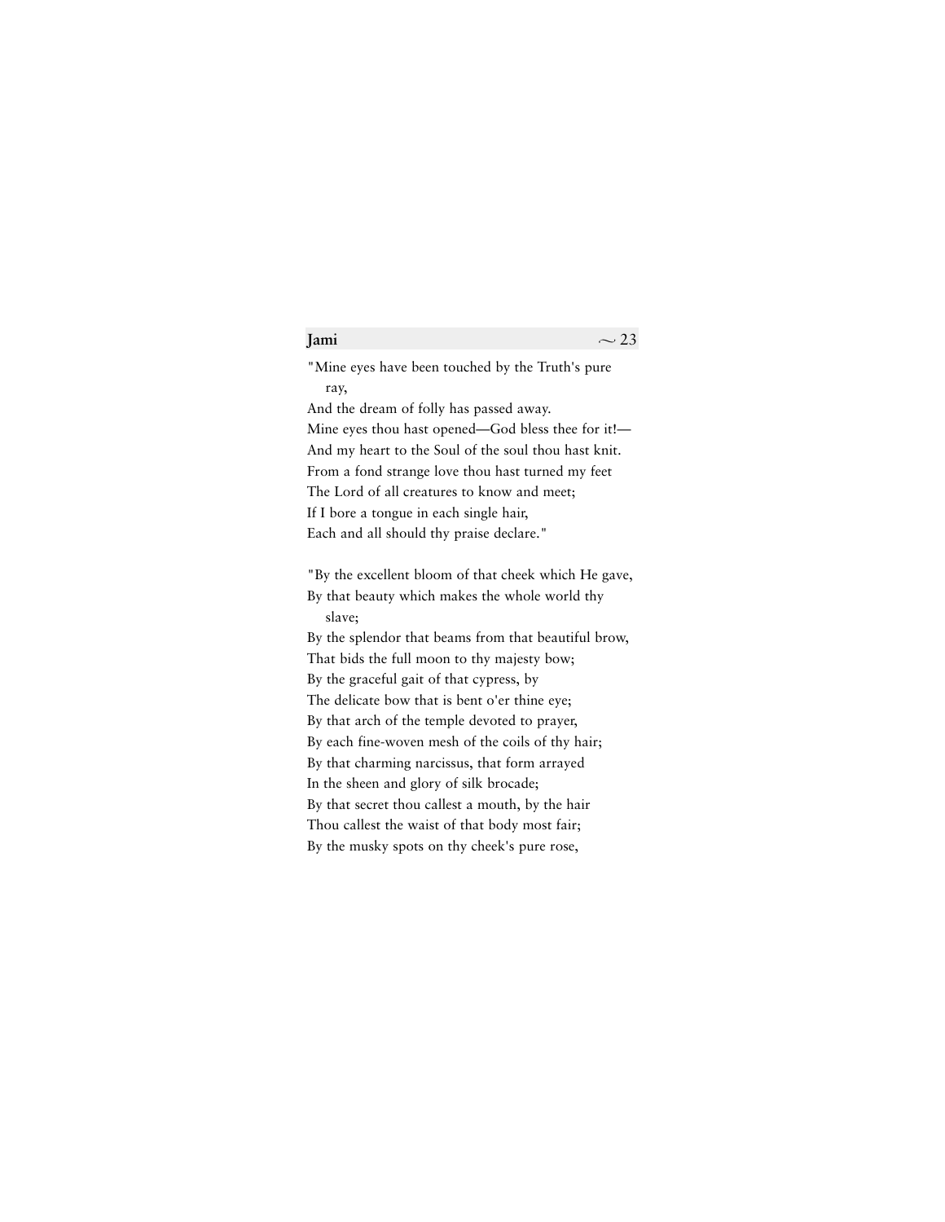"Mine eyes have been touched by the Truth's pure ray,
And the dream of folly has passed away.
Mine eyes thou hast opened—God bless thee for it!—
And my heart to the Soul of the soul thou hast knit.
From a fond strange love thou hast turned my feet
The Lord of all creatures to know and meet;
If I bore a tongue in each single hair,
Each and all should thy praise declare."

"By the excellent bloom of that cheek which He gave,
By that beauty which makes the whole world thy slave;
By the splendor that beams from that beautiful brow,
That bids the full moon to thy majesty bow;
By the graceful gait of that cypress, by
The delicate bow that is bent o'er thine eye;
By that arch of the temple devoted to prayer,
By each fine-woven mesh of the coils of thy hair;
By that charming narcissus, that form arrayed
In the sheen and glory of silk brocade;
By that secret thou callest a mouth, by the hair
Thou callest the waist of that body most fair;
By the musky spots on thy cheek's pure rose,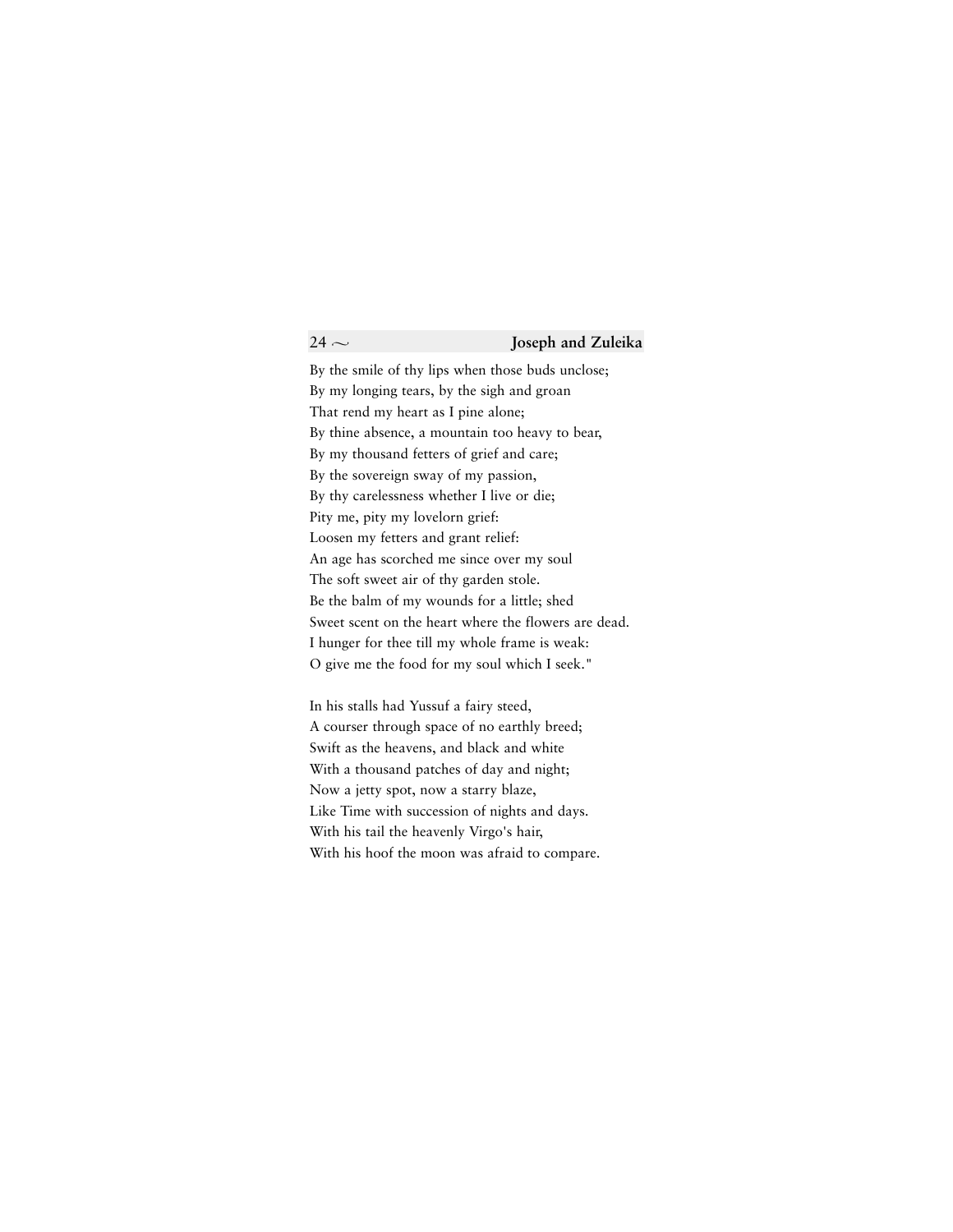By the smile of thy lips when those buds unclose;
By my longing tears, by the sigh and groan
That rend my heart as I pine alone;
By thine absence, a mountain too heavy to bear,
By my thousand fetters of grief and care;
By the sovereign sway of my passion,
By thy carelessness whether I live or die;
Pity me, pity my lovelorn grief:
Loosen my fetters and grant relief:
An age has scorched me since over my soul
The soft sweet air of thy garden stole.
Be the balm of my wounds for a little; shed
Sweet scent on the heart where the flowers are dead.
I hunger for thee till my whole frame is weak:
O give me the food for my soul which I seek."

In his stalls had Yussuf a fairy steed,
A courser through space of no earthly breed;
Swift as the heavens, and black and white
With a thousand patches of day and night;
Now a jetty spot, now a starry blaze,
Like Time with succession of nights and days.
With his tail the heavenly Virgo's hair,
With his hoof the moon was afraid to compare.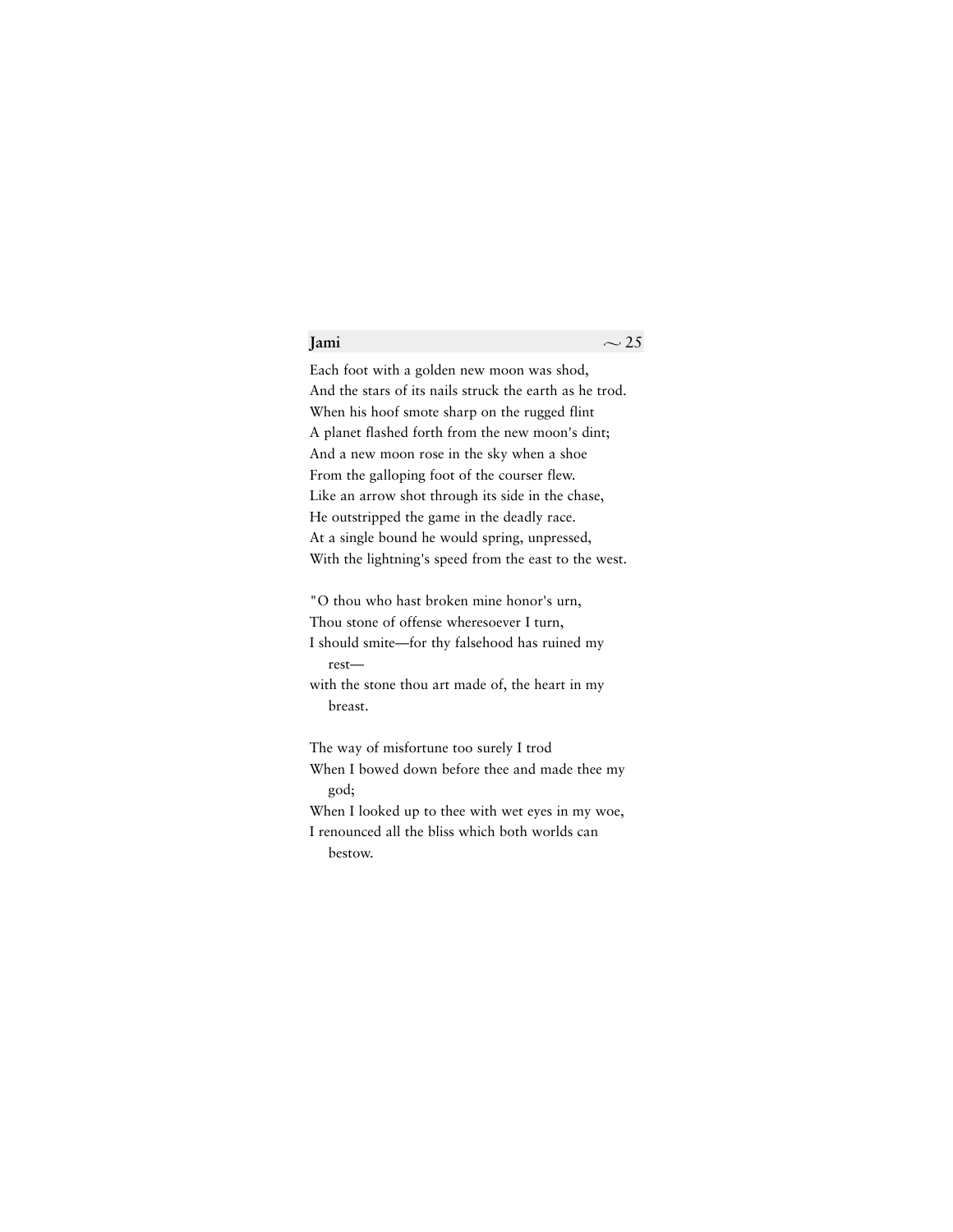Each foot with a golden new moon was shod,  
And the stars of its nails struck the earth as he trod.  
When his hoof smote sharp on the rugged flint  
A planet flashed forth from the new moon's dint;  
And a new moon rose in the sky when a shoe  
From the galloping foot of the courser flew.  
Like an arrow shot through its side in the chase,  
He outstripped the game in the deadly race.  
At a single bound he would spring, unpressed,  
With the lightning's speed from the east to the west.

"O thou who hast broken mine honor's urn,  
Thou stone of offense wheresoever I turn,  
I should smite—for thy falsehood has ruined my rest—  
with the stone thou art made of, the heart in my breast.

The way of misfortune too surely I trod  
When I bowed down before thee and made thee my god;  
When I looked up to thee with wet eyes in my woe,  
I renounced all the bliss which both worlds can bestow.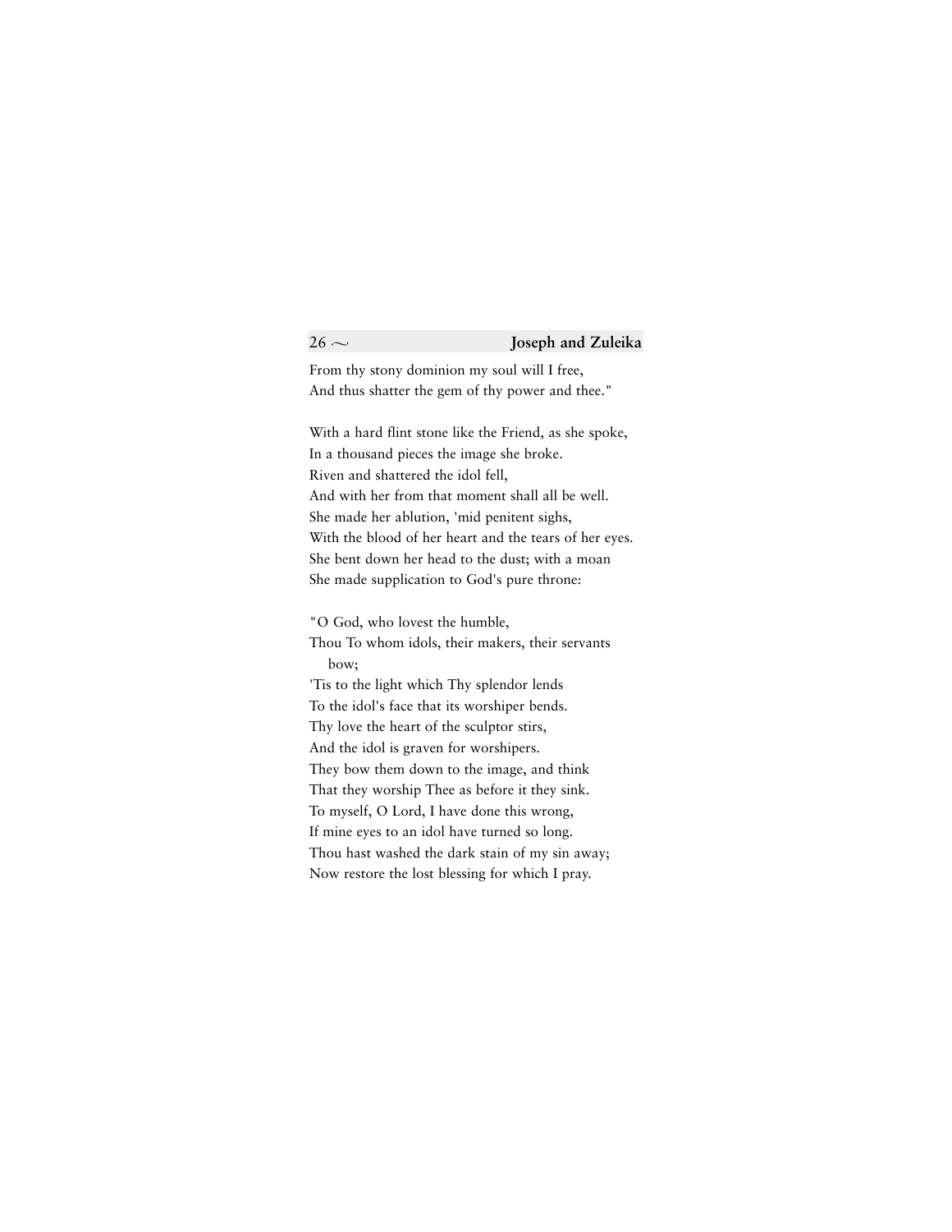From thy stony dominion my soul will I free,
And thus shatter the gem of thy power and thee."

With a hard flint stone like the Friend, as she spoke,
In a thousand pieces the image she broke.
Riven and shattered the idol fell,
And with her from that moment shall all be well.
She made her ablution, 'mid penitent sighs,
With the blood of her heart and the tears of her eyes.
She bent down her head to the dust; with a moan
She made supplication to God's pure throne:

"O God, who lovest the humble,
Thou To whom idols, their makers, their servants bow;
'Tis to the light which Thy splendor lends
To the idol's face that its worshiper bends.
Thy love the heart of the sculptor stirs,
And the idol is graven for worshipers.
They bow them down to the image, and think
That they worship Thee as before it they sink.
To myself, O Lord, I have done this wrong,
If mine eyes to an idol have turned so long.
Thou hast washed the dark stain of my sin away;
Now restore the lost blessing for which I pray.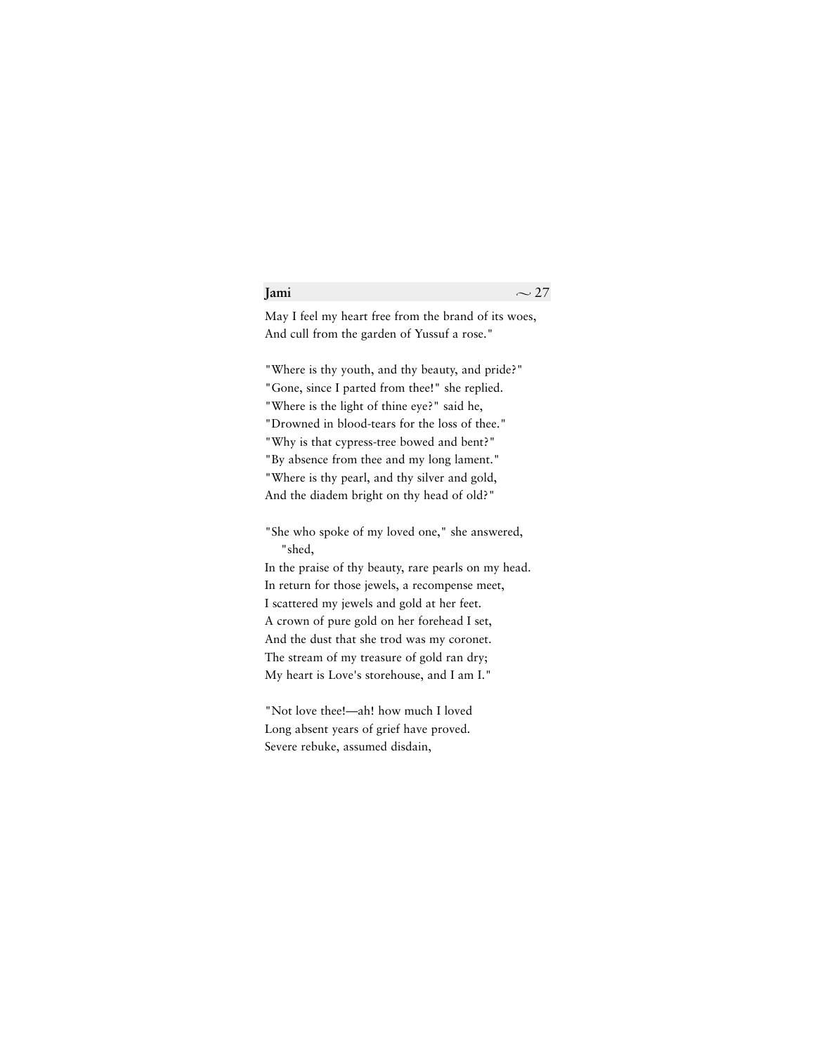May I feel my heart free from the brand of its woes,  
And cull from the garden of Yussuf a rose."

"Where is thy youth, and thy beauty, and pride?"  
"Gone, since I parted from thee!" she replied.  
"Where is the light of thine eye?" said he,  
"Drowned in blood-tears for the loss of thee."  
"Why is that cypress-tree bowed and bent?"  
"By absence from thee and my long lament."  
"Where is thy pearl, and thy silver and gold,  
And the diadem bright on thy head of old?"

"She who spoke of my loved one," she answered, "shed,  
In the praise of thy beauty, rare pearls on my head.  
In return for those jewels, a recompense meet,  
I scattered my jewels and gold at her feet.  
A crown of pure gold on her forehead I set,  
And the dust that she trod was my coronet.  
The stream of my treasure of gold ran dry;  
My heart is Love's storehouse, and I am I."

"Not love thee!—ah! how much I loved  
Long absent years of grief have proved.  
Severe rebuke, assumed disdain,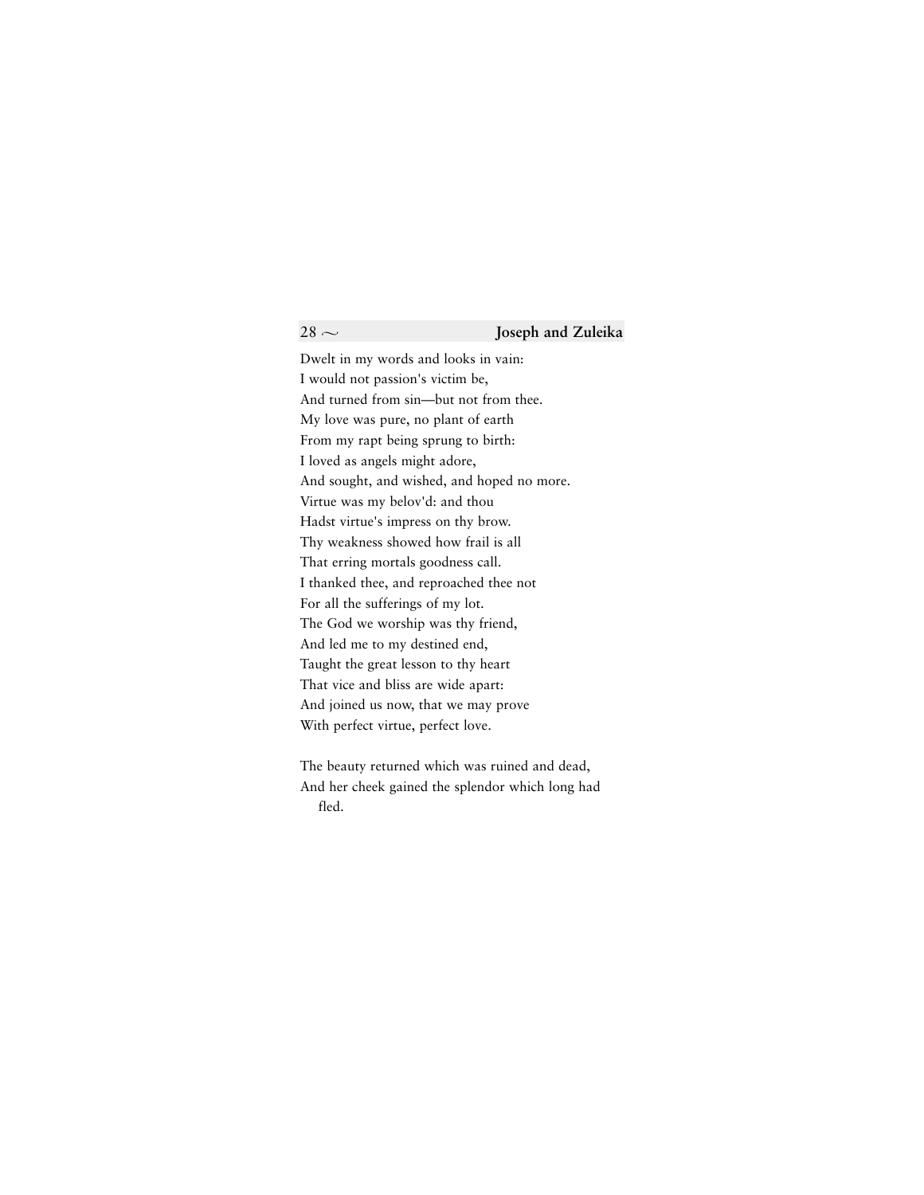Dwelt in my words and looks in vain:  
I would not passion's victim be,  
And turned from sin—but not from thee.  
My love was pure, no plant of earth  
From my rapt being sprung to birth:  
I loved as angels might adore,  
And sought, and wished, and hoped no more.  
Virtue was my belov'd: and thou  
Hadst virtue's impress on thy brow.  
Thy weakness showed how frail is all  
That erring mortals goodness call.  
I thanked thee, and reproached thee not  
For all the sufferings of my lot.  
The God we worship was thy friend,  
And led me to my destined end,  
Taught the great lesson to thy heart  
That vice and bliss are wide apart:  
And joined us now, that we may prove  
With perfect virtue, perfect love.

The beauty returned which was ruined and dead,  
And her cheek gained the splendor which long had fled.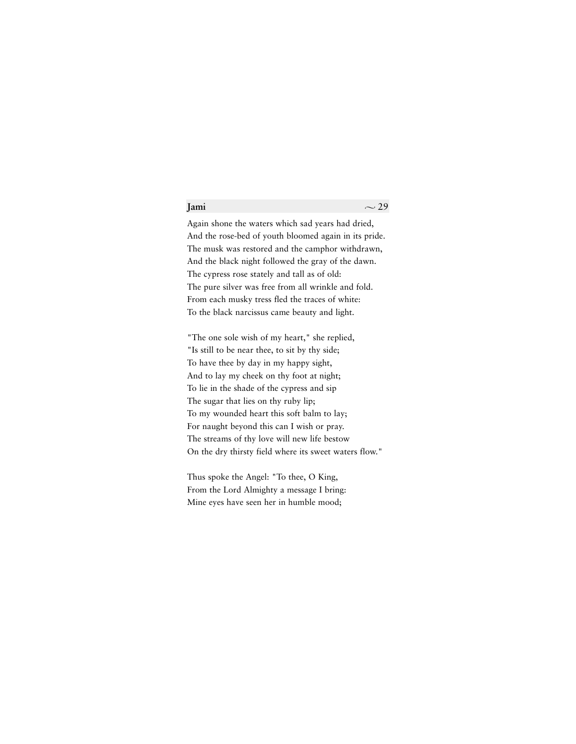Again shone the waters which sad years had dried,  
And the rose-bed of youth bloomed again in its pride.  
The musk was restored and the camphor withdrawn,  
And the black night followed the gray of the dawn.  
The cypress rose stately and tall as of old:  
The pure silver was free from all wrinkle and fold.  
From each musky tress fled the traces of white:  
To the black narcissus came beauty and light.

"The one sole wish of my heart," she replied,  
"Is still to be near thee, to sit by thy side;  
To have thee by day in my happy sight,  
And to lay my cheek on thy foot at night;  
To lie in the shade of the cypress and sip  
The sugar that lies on thy ruby lip;  
To my wounded heart this soft balm to lay;  
For naught beyond this can I wish or pray.  
The streams of thy love will new life bestow  
On the dry thirsty field where its sweet waters flow."

Thus spoke the Angel: "To thee, O King,  
From the Lord Almighty a message I bring:  
Mine eyes have seen her in humble mood;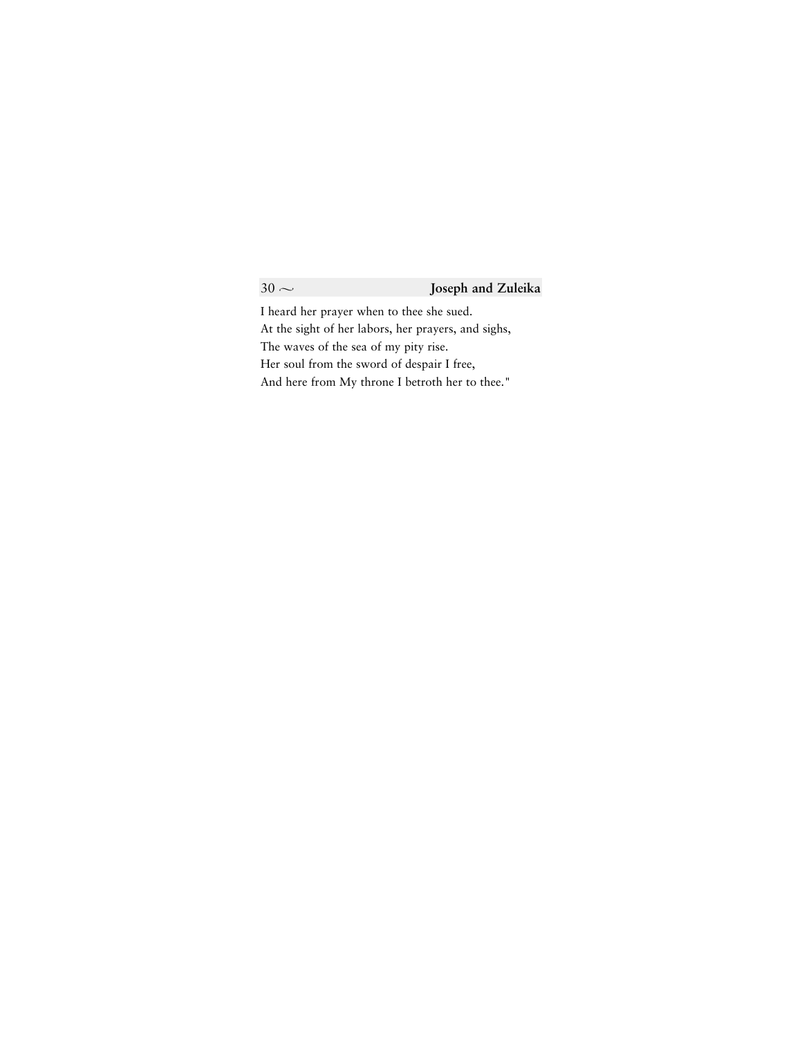I heard her prayer when to thee she sued.
At the sight of her labors, her prayers, and sighs,
The waves of the sea of my pity rise.
Her soul from the sword of despair I free,
And here from My throne I betroth her to thee."